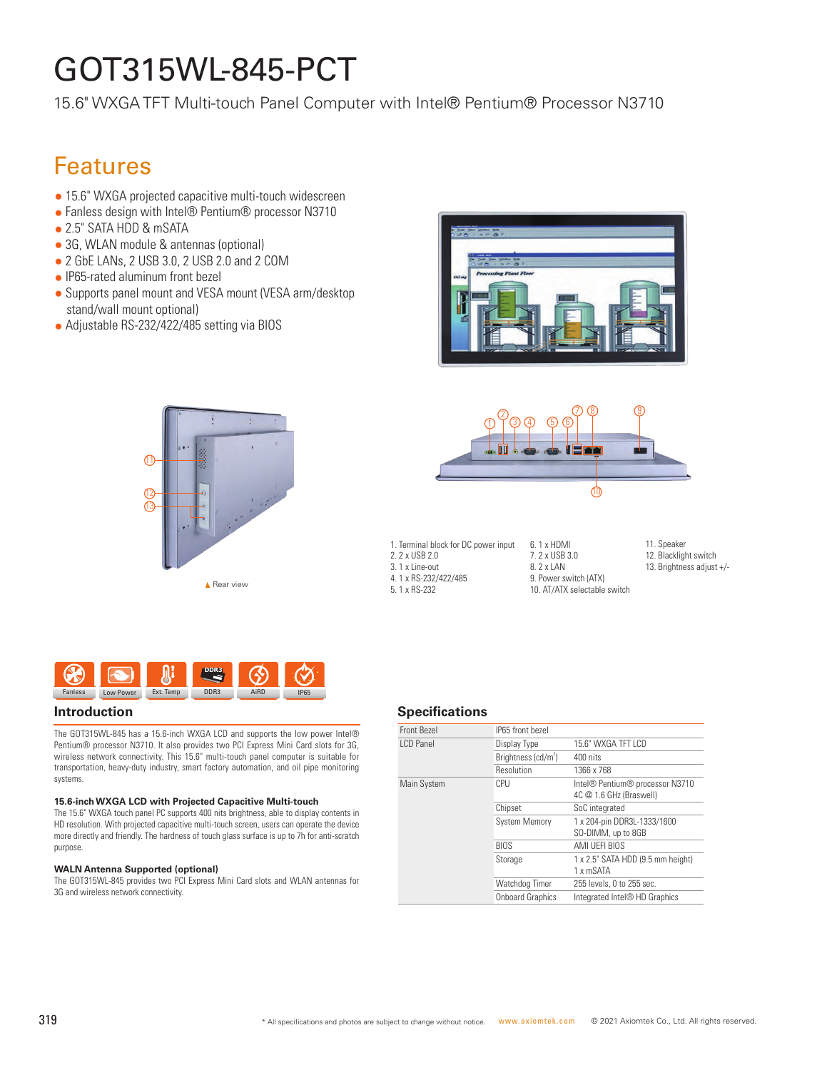# GOT315WL-845-PCT

15.6" WXGA TFT Multi-touch Panel Computer with Intel® Pentium® Processor N3710

## Features

- 15.6" WXGA projected capacitive multi-touch widescreen
- Fanless design with Intel® Pentium® processor N3710
- 2.5" SATA HDD & mSATA
- 3G, WLAN module & antennas (optional)
- 2 GbE LANs, 2 USB 3.0, 2 USB 2.0 and 2 COM
- IP65-rated aluminum front bezel
- Supports panel mount and VESA mount (VESA arm/desktop stand/wall mount optional)
- Adjustable RS-232/422/485 setting via BIOS

▲ Rear view

1. Terminal block for DC power input
2. 2 x USB 2.0
3. 1 x Line-out
4. 1 x RS-232/422/485
5. 1 x RS-232
6. 1 x HDMI
7. 2 x USB 3.0
8. 2 x LAN
9. Power switch (ATX)
10. AT/ATX selectable switch
11. Speaker
12. Blacklight switch
13. Brightness adjust +/-

Fanless | Low Power | Ext. Temp | DDR3 | AiRD | IP65

## Introduction

The GOT315WL-845 has a 15.6-inch WXGA LCD and supports the low power Intel® Pentium® processor N3710. It also provides two PCI Express Mini Card slots for 3G, wireless network connectivity. This 15.6" multi-touch panel computer is suitable for transportation, heavy-duty industry, smart factory automation, and oil pipe monitoring systems.

### 15.6-inch WXGA LCD with Projected Capacitive Multi-touch

The 15.6" WXGA touch panel PC supports 400 nits brightness, able to display contents in HD resolution. With projected capacitive multi-touch screen, users can operate the device more directly and friendly. The hardness of touch glass surface is up to 7h for anti-scratch purpose.

### WALN Antenna Supported (optional)

The GOT315WL-845 provides two PCI Express Mini Card slots and WLAN antennas for 3G and wireless network connectivity.

## Specifications

| | | |
|---|---|---|
| Front Bezel | IP65 front bezel | |
| LCD Panel | Display Type | 15.6" WXGA TFT LCD |
| | Brightness (cd/m$^2$) | 400 nits |
| | Resolution | 1366 x 768 |
| Main System | CPU | Intel® Pentium® processor N3710 4C @ 1.6 GHz (Braswell) |
| | Chipset | SoC integrated |
| | System Memory | 1 x 204-pin DDR3L-1333/1600 SO-DIMM, up to 8GB |
| | BIOS | AMI UEFI BIOS |
| | Storage | 1 x 2.5" SATA HDD (9.5 mm height) 1 x mSATA |
| | Watchdog Timer | 255 levels, 0 to 255 sec. |
| | Onboard Graphics | Integrated Intel® HD Graphics |

* All specifications and photos are subject to change without notice. www.axiomtek.com © 2021 Axiomtek Co., Ltd. All rights reserved.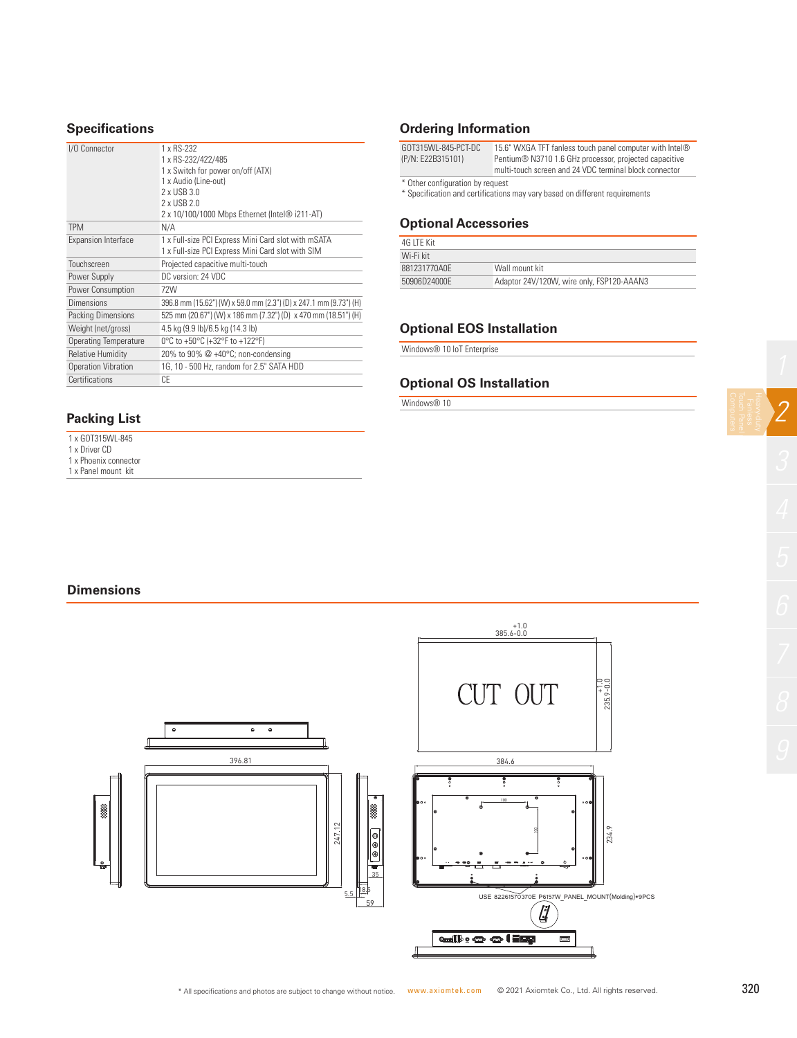## Specifications

| | |
|---|---|
| I/O Connector | 1 x RS-232<br>1 x RS-232/422/485<br>1 x Switch for power on/off (ATX)<br>1 x Audio (Line-out)<br>2 x USB 3.0<br>2 x USB 2.0<br>2 x 10/100/1000 Mbps Ethernet (Intel® i211-AT) |
| TPM | N/A |
| Expansion Interface | 1 x Full-size PCI Express Mini Card slot with mSATA<br>1 x Full-size PCI Express Mini Card slot with SIM |
| Touchscreen | Projected capacitive multi-touch |
| Power Supply | DC version: 24 VDC |
| Power Consumption | 72W |
| Dimensions | 396.8 mm (15.62") (W) x 59.0 mm (2.3") (D) x 247.1 mm (9.73") (H) |
| Packing Dimensions | 525 mm (20.67") (W) x 186 mm (7.32") (D) x 470 mm (18.51") (H) |
| Weight (net/gross) | 4.5 kg (9.9 lb)/6.5 kg (14.3 lb) |
| Operating Temperature | 0°C to +50°C (+32°F to +122°F) |
| Relative Humidity | 20% to 90% @ +40°C; non-condensing |
| Operation Vibration | 1G, 10 - 500 Hz, random for 2.5" SATA HDD |
| Certifications | CE |

## Packing List

1 x GOT315WL-845
1 x Driver CD
1 x Phoenix connector
1 x Panel mount kit

## Ordering Information

| | |
|---|---|
| GOT315WL-845-PCT-DC (P/N: E22B315101) | 15.6" WXGA TFT fanless touch panel computer with Intel® Pentium® N3710 1.6 GHz processor, projected capacitive multi-touch screen and 24 VDC terminal block connector |

* Other configuration by request
* Specification and certifications may vary based on different requirements

## Optional Accessories

| | |
|---|---|
| 4G LTE Kit | |
| Wi-Fi kit | |
| 881231770A0E | Wall mount kit |
| 50906D24000E | Adaptor 24V/120W, wire only, FSP120-AAAN3 |

## Optional EOS Installation

Windows® 10 IoT Enterprise

## Optional OS Installation

Windows® 10

## Dimensions

+1.0
385.6-0.0

CUT OUT

+1.0
235.9-0.0

396.81

247.12

5.5

35

18.5

59

384.6

234.9

USE 82261570370E P6157W_PANEL_MOUNT(Molding)*9PCS

* All specifications and photos are subject to change without notice. www.axiomtek.com © 2021 Axiomtek Co., Ltd. All rights reserved.